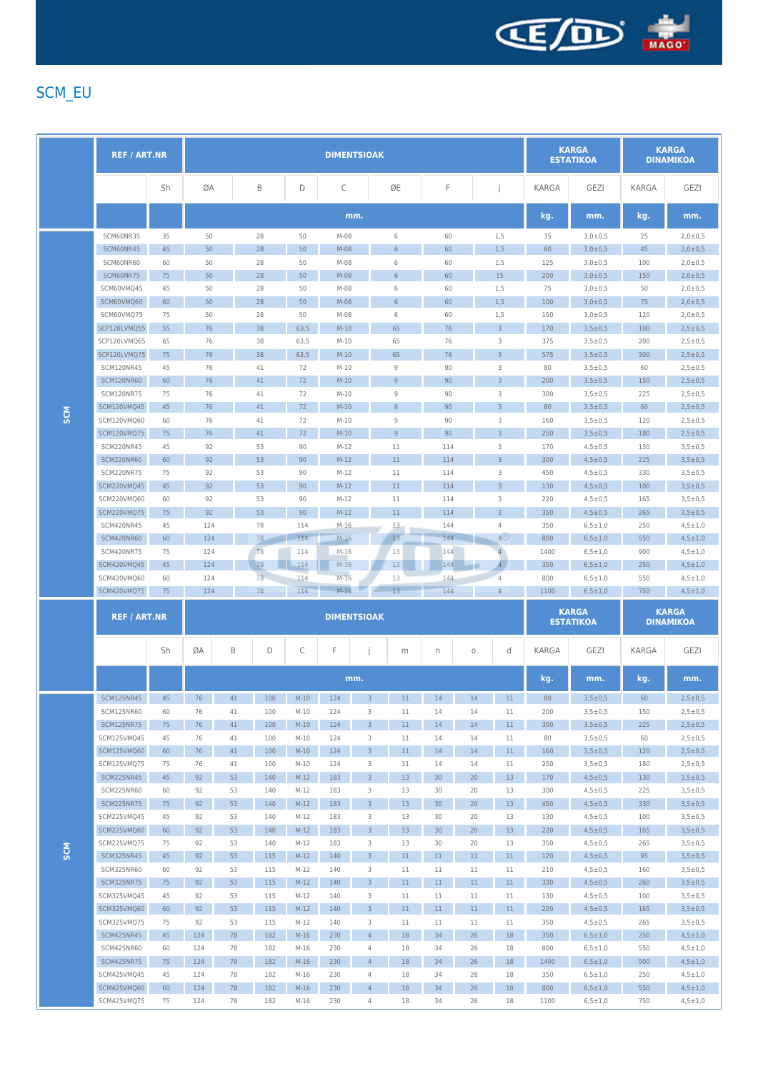## SCM_EU

| | REF / ART.NR | | DIMENTSIOAK | | | | | | | KARGA ESTATIKOA | | KARGA DINAMIKOA | |
|---|---|---|---|---|---|---|---|---|---|---|---|---|---|
| | | Sh | ØA | B | D | C | ØE | F | j | KARGA | GEZI | KARGA | GEZI |
| | | | mm. | | | | | | | kg. | mm. | kg. | mm. |
| SCM | SCM60NR35 | 35 | 50 | 28 | 50 | M-08 | 6 | 60 | 1,5 | 35 | 3,0±0,5 | 25 | 2,0±0,5 |
| | SCM60NR45 | 45 | 50 | 28 | 50 | M-08 | 6 | 60 | 1,5 | 60 | 3,0±0,5 | 45 | 2,0±0,5 |
| | SCM60NR60 | 60 | 50 | 28 | 50 | M-08 | 6 | 60 | 1,5 | 125 | 3,0±0,5 | 100 | 2,0±0,5 |
| | SCM60NR75 | 75 | 50 | 28 | 50 | M-08 | 6 | 60 | 15 | 200 | 3,0±0,5 | 150 | 2,0±0,5 |
| | SCM60VMQ45 | 45 | 50 | 28 | 50 | M-08 | 6 | 60 | 1,5 | 75 | 3,0±0,5 | 50 | 2,0±0,5 |
| | SCM60VMQ60 | 60 | 50 | 28 | 50 | M-08 | 6 | 60 | 1,5 | 100 | 3,0±0,5 | 75 | 2,0±0,5 |
| | SCM60VMQ75 | 75 | 50 | 28 | 50 | M-08 | 6 | 60 | 1,5 | 150 | 3,0±0,5 | 120 | 2,0±0,5 |
| | SCP120LVMQ55 | 55 | 76 | 38 | 63,5 | M-10 | 65 | 76 | 3 | 170 | 3,5±0,5 | 100 | 2,5±0,5 |
| | SCP120LVMQ65 | 65 | 76 | 38 | 63,5 | M-10 | 65 | 76 | 3 | 375 | 3,5±0,5 | 200 | 2,5±0,5 |
| | SCP120LVMQ75 | 75 | 76 | 38 | 63,5 | M-10 | 65 | 76 | 3 | 575 | 3,5±0,5 | 300 | 2,5±0,5 |
| | SCM120NR45 | 45 | 76 | 41 | 72 | M-10 | 9 | 90 | 3 | 80 | 3,5±0,5 | 60 | 2,5±0,5 |
| | SCM120NR60 | 60 | 76 | 41 | 72 | M-10 | 9 | 90 | 3 | 200 | 3,5±0,5 | 150 | 2,5±0,5 |
| | SCM120NR75 | 75 | 76 | 41 | 72 | M-10 | 9 | 90 | 3 | 300 | 3,5±0,5 | 225 | 2,5±0,5 |
| | SCM120VMQ45 | 45 | 76 | 41 | 72 | M-10 | 9 | 90 | 3 | 80 | 3,5±0,5 | 60 | 2,5±0,5 |
| | SCM120VMQ60 | 60 | 76 | 41 | 72 | M-10 | 9 | 90 | 3 | 160 | 3,5±0,5 | 120 | 2,5±0,5 |
| | SCM120VMQ75 | 75 | 76 | 41 | 72 | M-10 | 9 | 90 | 3 | 250 | 3,5±0,5 | 180 | 2,5±0,5 |
| | SCM220NR45 | 45 | 92 | 53 | 90 | M-12 | 11 | 114 | 3 | 170 | 4,5±0,5 | 130 | 3,5±0,5 |
| | SCM220NR60 | 60 | 92 | 53 | 90 | M-12 | 11 | 114 | 3 | 300 | 4,5±0,5 | 225 | 3,5±0,5 |
| | SCM220NR75 | 75 | 92 | 53 | 90 | M-12 | 11 | 114 | 3 | 450 | 4,5±0,5 | 330 | 3,5±0,5 |
| | SCM220VMQ45 | 45 | 92 | 53 | 90 | M-12 | 11 | 114 | 3 | 130 | 4,5±0,5 | 100 | 3,5±0,5 |
| | SCM220VMQ60 | 60 | 92 | 53 | 90 | M-12 | 11 | 114 | 3 | 220 | 4,5±0,5 | 165 | 3,5±0,5 |
| | SCM220VMQ75 | 75 | 92 | 53 | 90 | M-12 | 11 | 114 | 3 | 350 | 4,5±0,5 | 265 | 3,5±0,5 |
| | SCM420NR45 | 45 | 124 | 78 | 114 | M-16 | 13 | 144 | 4 | 350 | 6,5±1,0 | 250 | 4,5±1,0 |
| | SCM420NR60 | 60 | 124 | 78 | 114 | M-16 | 13 | 144 | 4 | 800 | 6,5±1,0 | 550 | 4,5±1,0 |
| | SCM420NR75 | 75 | 124 | 78 | 114 | M-16 | 13 | 144 | 4 | 1400 | 6,5±1,0 | 900 | 4,5±1,0 |
| | SCM420VMQ45 | 45 | 124 | 78 | 114 | M-16 | 13 | 144 | 4 | 350 | 6,5±1,0 | 250 | 4,5±1,0 |
| | SCM420VMQ60 | 60 | 124 | 78 | 114 | M-16 | 13 | 144 | 4 | 800 | 6,5±1,0 | 550 | 4,5±1,0 |
| | SCM420VMQ75 | 75 | 124 | 78 | 114 | M-16 | 13 | 144 | 4 | 1100 | 6,5±1,0 | 750 | 4,5±1,0 |

| | REF / ART.NR | | DIMENTSIOAK | | | | | | | | | KARGA ESTATIKOA | | KARGA DINAMIKOA | |
|---|---|---|---|---|---|---|---|---|---|---|---|---|---|---|---|
| | | Sh | ØA | B | D | C | F | j | m | n | o | d | KARGA | GEZI | KARGA | GEZI |
| | | | mm. | | | | | | | | | | kg. | mm. | kg. | mm. |
| SCM | SCM125NR45 | 45 | 76 | 41 | 100 | M-10 | 124 | 3 | 11 | 14 | 14 | 11 | 80 | 3,5±0,5 | 60 | 2,5±0,5 |
| | SCM125NR60 | 60 | 76 | 41 | 100 | M-10 | 124 | 3 | 11 | 14 | 14 | 11 | 200 | 3,5±0,5 | 150 | 2,5±0,5 |
| | SCM125NR75 | 75 | 76 | 41 | 100 | M-10 | 124 | 3 | 11 | 14 | 14 | 11 | 300 | 3,5±0,5 | 225 | 2,5±0,5 |
| | SCM125VMQ45 | 45 | 76 | 41 | 100 | M-10 | 124 | 3 | 11 | 14 | 14 | 11 | 80 | 3,5±0,5 | 60 | 2,5±0,5 |
| | SCM125VMQ60 | 60 | 76 | 41 | 100 | M-10 | 124 | 3 | 11 | 14 | 14 | 11 | 160 | 3,5±0,5 | 120 | 2,5±0,5 |
| | SCM125VMQ75 | 75 | 76 | 41 | 100 | M-10 | 124 | 3 | 11 | 14 | 14 | 11 | 250 | 3,5±0,5 | 180 | 2,5±0,5 |
| | SCM225NR45 | 45 | 92 | 53 | 140 | M-12 | 183 | 3 | 13 | 30 | 20 | 13 | 170 | 4,5±0,5 | 130 | 3,5±0,5 |
| | SCM225NR60 | 60 | 92 | 53 | 140 | M-12 | 183 | 3 | 13 | 30 | 20 | 13 | 300 | 4,5±0,5 | 225 | 3,5±0,5 |
| | SCM225NR75 | 75 | 92 | 53 | 140 | M-12 | 183 | 3 | 13 | 30 | 20 | 13 | 450 | 4,5±0,5 | 330 | 3,5±0,5 |
| | SCM225VMQ45 | 45 | 92 | 53 | 140 | M-12 | 183 | 3 | 13 | 30 | 20 | 13 | 130 | 4,5±0,5 | 100 | 3,5±0,5 |
| | SCM225VMQ60 | 60 | 92 | 53 | 140 | M-12 | 183 | 3 | 13 | 30 | 20 | 13 | 220 | 4,5±0,5 | 165 | 3,5±0,5 |
| | SCM225VMQ75 | 75 | 92 | 53 | 140 | M-12 | 183 | 3 | 13 | 30 | 20 | 13 | 350 | 4,5±0,5 | 265 | 3,5±0,5 |
| | SCM325NR45 | 45 | 92 | 53 | 115 | M-12 | 140 | 3 | 11 | 11 | 11 | 11 | 120 | 4,5±0,5 | 95 | 3,5±0,5 |
| | SCM325NR60 | 60 | 92 | 53 | 115 | M-12 | 140 | 3 | 11 | 11 | 11 | 11 | 210 | 4,5±0,5 | 160 | 3,5±0,5 |
| | SCM325NR75 | 75 | 92 | 53 | 115 | M-12 | 140 | 3 | 11 | 11 | 11 | 11 | 330 | 4,5±0,5 | 260 | 3,5±0,5 |
| | SCM325VMQ45 | 45 | 92 | 53 | 115 | M-12 | 140 | 3 | 11 | 11 | 11 | 11 | 130 | 4,5±0,5 | 100 | 3,5±0,5 |
| | SCM325VMQ60 | 60 | 92 | 53 | 115 | M-12 | 140 | 3 | 11 | 11 | 11 | 11 | 220 | 4,5±0,5 | 165 | 3,5±0,5 |
| | SCM325VMQ75 | 75 | 92 | 53 | 115 | M-12 | 140 | 3 | 11 | 11 | 11 | 11 | 350 | 4,5±0,5 | 265 | 3,5±0,5 |
| | SCM425NR45 | 45 | 124 | 78 | 182 | M-16 | 230 | 4 | 18 | 34 | 26 | 18 | 350 | 6,5±1,0 | 250 | 4,5±1,0 |
| | SCM425NR60 | 60 | 124 | 78 | 182 | M-16 | 230 | 4 | 18 | 34 | 26 | 18 | 800 | 6,5±1,0 | 550 | 4,5±1,0 |
| | SCM425NR75 | 75 | 124 | 78 | 182 | M-16 | 230 | 4 | 18 | 34 | 26 | 18 | 1400 | 6,5±1,0 | 900 | 4,5±1,0 |
| | SCM425VMQ45 | 45 | 124 | 78 | 182 | M-16 | 230 | 4 | 18 | 34 | 26 | 18 | 350 | 6,5±1,0 | 250 | 4,5±1,0 |
| | SCM425VMQ60 | 60 | 124 | 78 | 182 | M-16 | 230 | 4 | 18 | 34 | 26 | 18 | 800 | 6,5±1,0 | 550 | 4,5±1,0 |
| | SCM425VMQ75 | 75 | 124 | 78 | 182 | M-16 | 230 | 4 | 18 | 34 | 26 | 18 | 1100 | 6,5±1,0 | 750 | 4,5±1,0 |